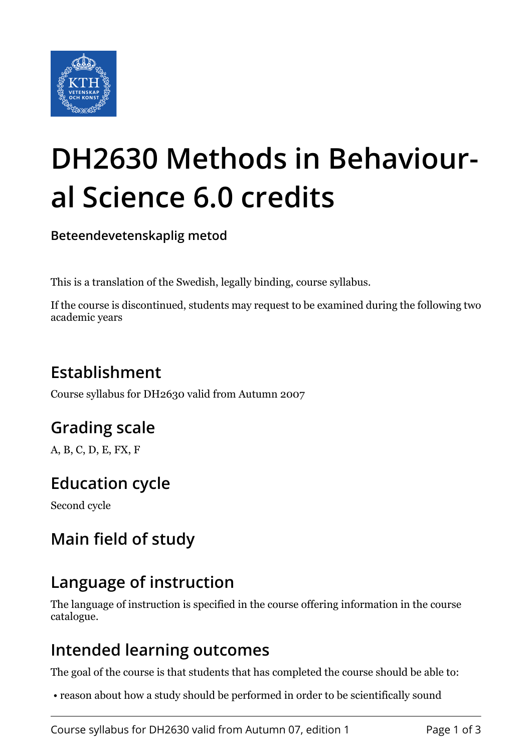# DH2630 Methods in Behavioural Science 6.0 credits

**Beteendevetenskaplig metod**

This is a translation of the Swedish, legally binding, course syllabus.

If the course is discontinued, students may request to be examined during the following two academic years

## Establishment

Course syllabus for DH2630 valid from Autumn 2007

## Grading scale

A, B, C, D, E, FX, F

## Education cycle

Second cycle

## Main field of study

## Language of instruction

The language of instruction is specified in the course offering information in the course catalogue.

## Intended learning outcomes

The goal of the course is that students that has completed the course should be able to:

- reason about how a study should be performed in order to be scientifically sound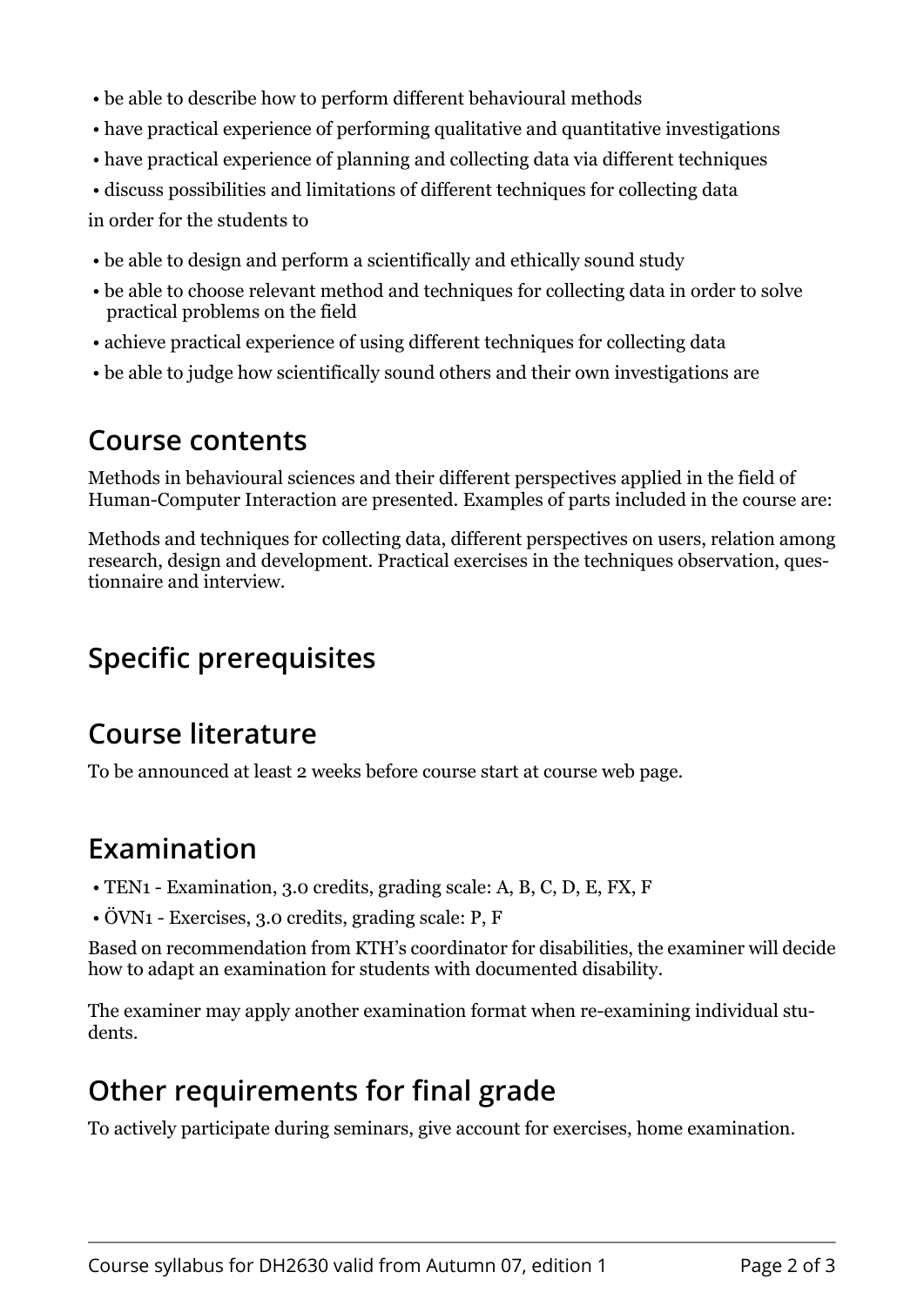- be able to describe how to perform different behavioural methods
- have practical experience of performing qualitative and quantitative investigations
- have practical experience of planning and collecting data via different techniques
- discuss possibilities and limitations of different techniques for collecting data

in order for the students to

- be able to design and perform a scientifically and ethically sound study
- be able to choose relevant method and techniques for collecting data in order to solve practical problems on the field
- achieve practical experience of using different techniques for collecting data
- be able to judge how scientifically sound others and their own investigations are

## Course contents

Methods in behavioural sciences and their different perspectives applied in the field of Human-Computer Interaction are presented. Examples of parts included in the course are:

Methods and techniques for collecting data, different perspectives on users, relation among research, design and development. Practical exercises in the techniques observation, questionnaire and interview.

## Specific prerequisites

## Course literature

To be announced at least 2 weeks before course start at course web page.

## Examination

- TEN1 - Examination, 3.0 credits, grading scale: A, B, C, D, E, FX, F
- ÖVN1 - Exercises, 3.0 credits, grading scale: P, F

Based on recommendation from KTH's coordinator for disabilities, the examiner will decide how to adapt an examination for students with documented disability.

The examiner may apply another examination format when re-examining individual students.

## Other requirements for final grade

To actively participate during seminars, give account for exercises, home examination.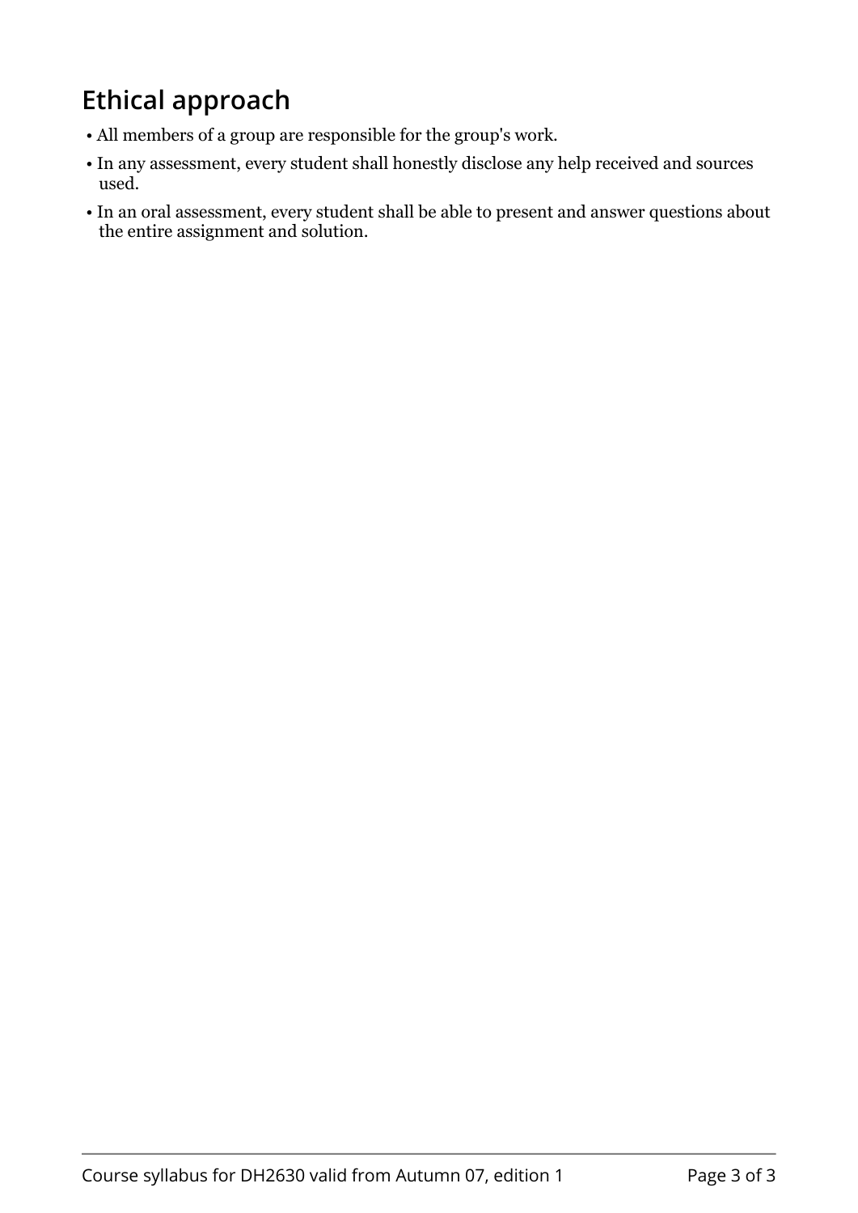## Ethical approach

- All members of a group are responsible for the group's work.
- In any assessment, every student shall honestly disclose any help received and sources used.
- In an oral assessment, every student shall be able to present and answer questions about the entire assignment and solution.